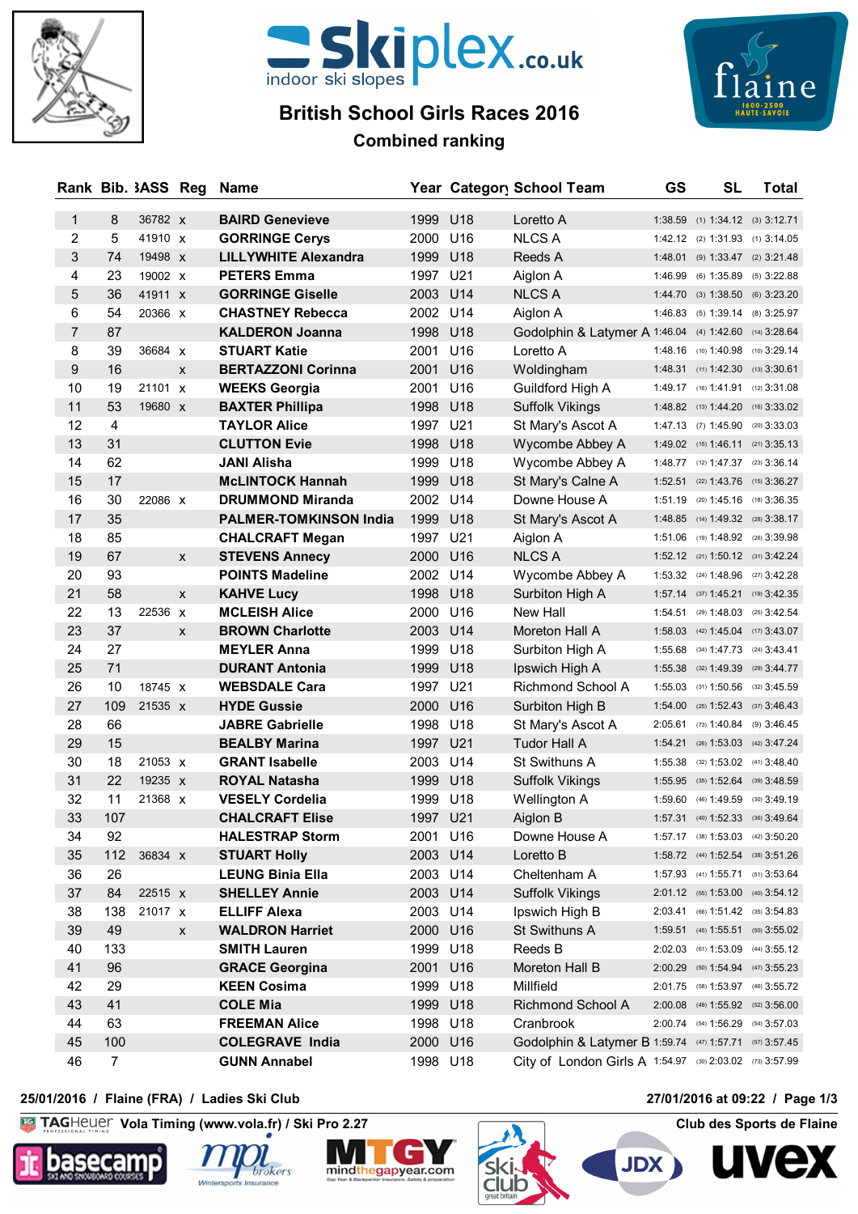# British School Girls Races 2016

## Combined ranking

| Rank | Bib. | BASS | Reg | Name | Year | Category | School Team | GS | | SL | | Total |
|---|---|---|---|---|---|---|---|---|---|---|---|---|
| 1 | 8 | 36782 | x | BAIRD Genevieve | 1999 | U18 | Loretto A | 1:38.59 | (1) | 1:34.12 | (3) | 3:12.71 |
| 2 | 5 | 41910 | x | GORRINGE Cerys | 2000 | U16 | NLCS A | 1:42.12 | (2) | 1:31.93 | (1) | 3:14.05 |
| 3 | 74 | 19498 | x | LILLYWHITE Alexandra | 1999 | U18 | Reeds A | 1:48.01 | (9) | 1:33.47 | (2) | 3:21.48 |
| 4 | 23 | 19002 | x | PETERS Emma | 1997 | U21 | Aiglon A | 1:46.99 | (6) | 1:35.89 | (5) | 3:22.88 |
| 5 | 36 | 41911 | x | GORRINGE Giselle | 2003 | U14 | NLCS A | 1:44.70 | (3) | 1:38.50 | (6) | 3:23.20 |
| 6 | 54 | 20366 | x | CHASTNEY Rebecca | 2002 | U14 | Aiglon A | 1:46.83 | (5) | 1:39.14 | (8) | 3:25.97 |
| 7 | 87 | | | KALDERON Joanna | 1998 | U18 | Godolphin & Latymer A | 1:46.04 | (4) | 1:42.60 | (14) | 3:28.64 |
| 8 | 39 | 36684 | x | STUART Katie | 2001 | U16 | Loretto A | 1:48.16 | (10) | 1:40.98 | (10) | 3:29.14 |
| 9 | 16 | | x | BERTAZZONI Corinna | 2001 | U16 | Woldingham | 1:48.31 | (11) | 1:42.30 | (13) | 3:30.61 |
| 10 | 19 | 21101 | x | WEEKS Georgia | 2001 | U16 | Guildford High A | 1:49.17 | (16) | 1:41.91 | (12) | 3:31.08 |
| 11 | 53 | 19680 | x | BAXTER Phillipa | 1998 | U18 | Suffolk Vikings | 1:48.82 | (13) | 1:44.20 | (16) | 3:33.02 |
| 12 | 4 | | | TAYLOR Alice | 1997 | U21 | St Mary's Ascot A | 1:47.13 | (7) | 1:45.90 | (20) | 3:33.03 |
| 13 | 31 | | | CLUTTON Evie | 1998 | U18 | Wycombe Abbey A | 1:49.02 | (15) | 1:46.11 | (21) | 3:35.13 |
| 14 | 62 | | | JANI Alisha | 1999 | U18 | Wycombe Abbey A | 1:48.77 | (12) | 1:47.37 | (23) | 3:36.14 |
| 15 | 17 | | | McLINTOCK Hannah | 1999 | U18 | St Mary's Calne A | 1:52.51 | (22) | 1:43.76 | (15) | 3:36.27 |
| 16 | 30 | 22086 | x | DRUMMOND Miranda | 2002 | U14 | Downe House A | 1:51.19 | (20) | 1:45.16 | (18) | 3:36.35 |
| 17 | 35 | | | PALMER-TOMKINSON India | 1999 | U18 | St Mary's Ascot A | 1:48.85 | (14) | 1:49.32 | (28) | 3:38.17 |
| 18 | 85 | | | CHALCRAFT Megan | 1997 | U21 | Aiglon A | 1:51.06 | (19) | 1:48.92 | (26) | 3:39.98 |
| 19 | 67 | | x | STEVENS Annecy | 2000 | U16 | NLCS A | 1:52.12 | (21) | 1:50.12 | (31) | 3:42.24 |
| 20 | 93 | | | POINTS Madeline | 2002 | U14 | Wycombe Abbey A | 1:53.32 | (24) | 1:48.96 | (27) | 3:42.28 |
| 21 | 58 | | x | KAHVE Lucy | 1998 | U18 | Surbiton High A | 1:57.14 | (37) | 1:45.21 | (19) | 3:42.35 |
| 22 | 13 | 22536 | x | MCLEISH Alice | 2000 | U16 | New Hall | 1:54.51 | (29) | 1:48.03 | (25) | 3:42.54 |
| 23 | 37 | | x | BROWN Charlotte | 2003 | U14 | Moreton Hall A | 1:58.03 | (42) | 1:45.04 | (17) | 3:43.07 |
| 24 | 27 | | | MEYLER Anna | 1999 | U18 | Surbiton High A | 1:55.68 | (34) | 1:47.73 | (24) | 3:43.41 |
| 25 | 71 | | | DURANT Antonia | 1999 | U18 | Ipswich High A | 1:55.38 | (32) | 1:49.39 | (29) | 3:44.77 |
| 26 | 10 | 18745 | x | WEBSDALE Cara | 1997 | U21 | Richmond School A | 1:55.03 | (31) | 1:50.56 | (32) | 3:45.59 |
| 27 | 109 | 21535 | x | HYDE Gussie | 2000 | U16 | Surbiton High B | 1:54.00 | (25) | 1:52.43 | (37) | 3:46.43 |
| 28 | 66 | | | JABRE Gabrielle | 1998 | U18 | St Mary's Ascot A | 2:05.61 | (73) | 1:40.84 | (9) | 3:46.45 |
| 29 | 15 | | | BEALBY Marina | 1997 | U21 | Tudor Hall A | 1:54.21 | (28) | 1:53.03 | (42) | 3:47.24 |
| 30 | 18 | 21053 | x | GRANT Isabelle | 2003 | U14 | St Swithuns A | 1:55.38 | (32) | 1:53.02 | (41) | 3:48.40 |
| 31 | 22 | 19235 | x | ROYAL Natasha | 1999 | U18 | Suffolk Vikings | 1:55.95 | (35) | 1:52.64 | (39) | 3:48.59 |
| 32 | 11 | 21368 | x | VESELY Cordelia | 1999 | U18 | Wellington A | 1:59.60 | (46) | 1:49.59 | (30) | 3:49.19 |
| 33 | 107 | | | CHALCRAFT Elise | 1997 | U21 | Aiglon B | 1:57.31 | (40) | 1:52.33 | (36) | 3:49.64 |
| 34 | 92 | | | HALESTRAP Storm | 2001 | U16 | Downe House A | 1:57.17 | (38) | 1:53.03 | (42) | 3:50.20 |
| 35 | 112 | 36834 | x | STUART Holly | 2003 | U14 | Loretto B | 1:58.72 | (44) | 1:52.54 | (38) | 3:51.26 |
| 36 | 26 | | | LEUNG Binia Ella | 2003 | U14 | Cheltenham A | 1:57.93 | (41) | 1:55.71 | (51) | 3:53.64 |
| 37 | 84 | 22515 | x | SHELLEY Annie | 2003 | U14 | Suffolk Vikings | 2:01.12 | (55) | 1:53.00 | (40) | 3:54.12 |
| 38 | 138 | 21017 | x | ELLIFF Alexa | 2003 | U14 | Ipswich High B | 2:03.41 | (66) | 1:51.42 | (35) | 3:54.83 |
| 39 | 49 | | x | WALDRON Harriet | 2000 | U16 | St Swithuns A | 1:59.51 | (45) | 1:55.51 | (50) | 3:55.02 |
| 40 | 133 | | | SMITH Lauren | 1999 | U18 | Reeds B | 2:02.03 | (61) | 1:53.09 | (44) | 3:55.12 |
| 41 | 96 | | | GRACE Georgina | 2001 | U16 | Moreton Hall B | 2:00.29 | (50) | 1:54.94 | (47) | 3:55.23 |
| 42 | 29 | | | KEEN Cosima | 1999 | U18 | Millfield | 2:01.75 | (58) | 1:53.97 | (46) | 3:55.72 |
| 43 | 41 | | | COLE Mia | 1999 | U18 | Richmond School A | 2:00.08 | (49) | 1:55.92 | (52) | 3:56.00 |
| 44 | 63 | | | FREEMAN Alice | 1998 | U18 | Cranbrook | 2:00.74 | (54) | 1:56.29 | (54) | 3:57.03 |
| 45 | 100 | | | COLEGRAVE India | 2000 | U16 | Godolphin & Latymer B | 1:59.74 | (47) | 1:57.71 | (57) | 3:57.45 |
| 46 | 7 | | | GUNN Annabel | 1998 | U18 | City of London Girls A | 1:54.97 | (30) | 2:03.02 | (73) | 3:57.99 |

25/01/2016 / Flaine (FRA) / Ladies Ski Club

27/01/2016 at 09:22

TAGHeuer Vola Timing (www.vola.fr) / Ski Pro 2.27

Club des Sports de Flaine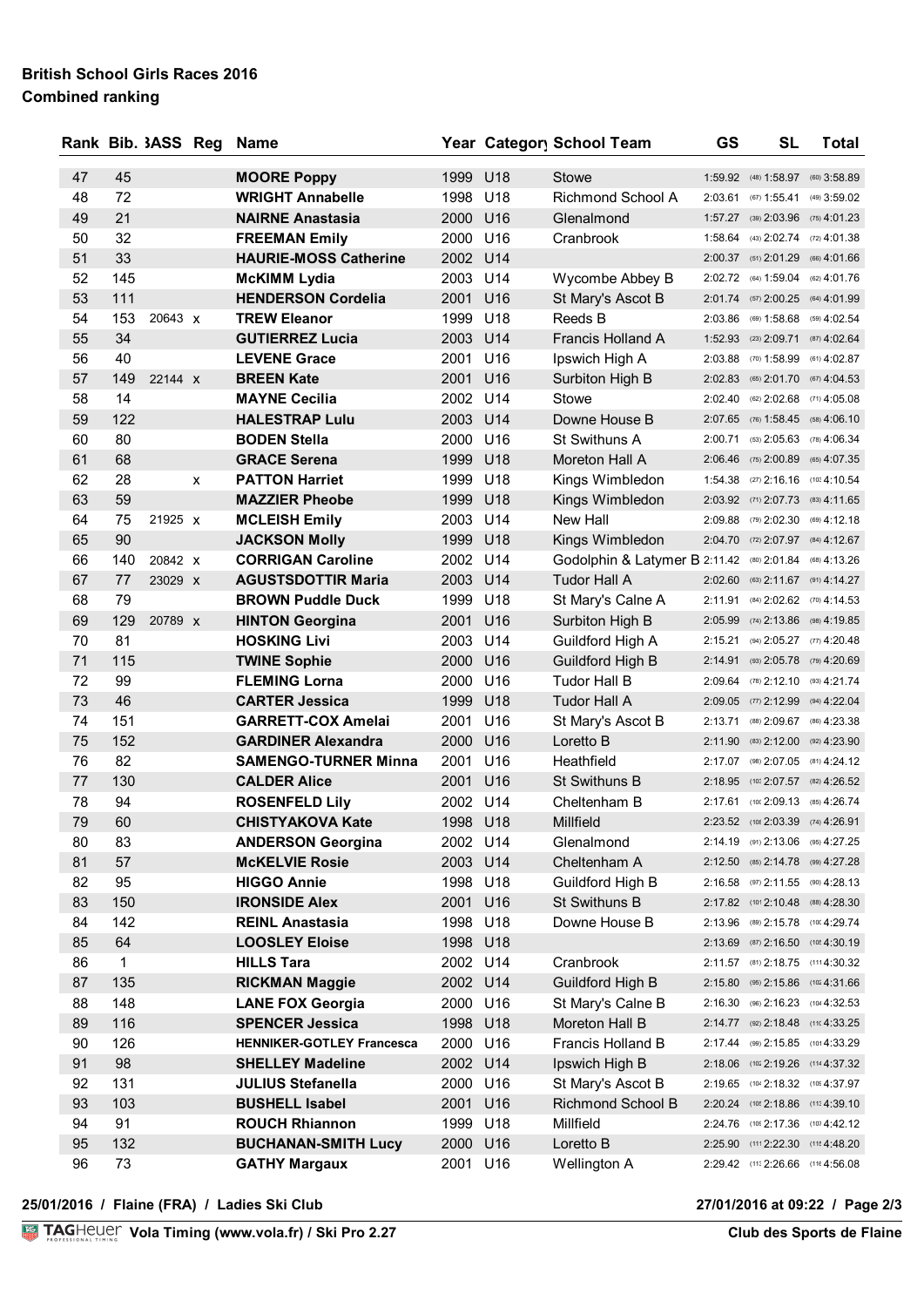**British School Girls Races 2016**
**Combined ranking**

| Rank | Bib. | BASS | Reg | Name | Year | Category | School Team | GS | SL | Total |
|---|---|---|---|---|---|---|---|---|---|---|
| 47 | 45 | | | **MOORE Poppy** | 1999 | U18 | Stowe | 1:59.92 | (48) 1:58.97 | (60) 3:58.89 |
| 48 | 72 | | | **WRIGHT Annabelle** | 1998 | U18 | Richmond School A | 2:03.61 | (67) 1:55.41 | (49) 3:59.02 |
| 49 | 21 | | | **NAIRNE Anastasia** | 2000 | U16 | Glenalmond | 1:57.27 | (38) 2:03.96 | (75) 4:01.23 |
| 50 | 32 | | | **FREEMAN Emily** | 2000 | U16 | Cranbrook | 1:58.64 | (43) 2:02.74 | (72) 4:01.38 |
| 51 | 33 | | | **HAURIE-MOSS Catherine** | 2002 | U14 | | 2:00.37 | (51) 2:01.29 | (66) 4:01.66 |
| 52 | 145 | | | **McKIMM Lydia** | 2003 | U14 | Wycombe Abbey B | 2:02.72 | (64) 1:59.04 | (62) 4:01.76 |
| 53 | 111 | | | **HENDERSON Cordelia** | 2001 | U16 | St Mary's Ascot B | 2:01.74 | (57) 2:00.25 | (64) 4:01.99 |
| 54 | 153 | 20643 | x | **TREW Eleanor** | 1999 | U18 | Reeds B | 2:03.86 | (69) 1:58.68 | (59) 4:02.54 |
| 55 | 34 | | | **GUTIERREZ Lucia** | 2003 | U14 | Francis Holland A | 1:52.93 | (23) 2:09.71 | (87) 4:02.64 |
| 56 | 40 | | | **LEVENE Grace** | 2001 | U16 | Ipswich High A | 2:03.88 | (70) 1:58.99 | (61) 4:02.87 |
| 57 | 149 | 22144 | x | **BREEN Kate** | 2001 | U16 | Surbiton High B | 2:02.83 | (65) 2:01.70 | (67) 4:04.53 |
| 58 | 14 | | | **MAYNE Cecilia** | 2002 | U14 | Stowe | 2:02.40 | (62) 2:02.68 | (71) 4:05.08 |
| 59 | 122 | | | **HALESTRAP Lulu** | 2003 | U14 | Downe House B | 2:07.65 | (76) 1:58.45 | (58) 4:06.10 |
| 60 | 80 | | | **BODEN Stella** | 2000 | U16 | St Swithuns A | 2:00.71 | (53) 2:05.63 | (78) 4:06.34 |
| 61 | 68 | | | **GRACE Serena** | 1999 | U18 | Moreton Hall A | 2:06.46 | (75) 2:00.89 | (65) 4:07.35 |
| 62 | 28 | | x | **PATTON Harriet** | 1999 | U18 | Kings Wimbledon | 1:54.38 | (27) 2:16.16 | (102) 4:10.54 |
| 63 | 59 | | | **MAZZIER Pheobe** | 1999 | U18 | Kings Wimbledon | 2:03.92 | (71) 2:07.73 | (83) 4:11.65 |
| 64 | 75 | 21925 | x | **MCLEISH Emily** | 2003 | U14 | New Hall | 2:09.88 | (79) 2:02.30 | (69) 4:12.18 |
| 65 | 90 | | | **JACKSON Molly** | 1999 | U18 | Kings Wimbledon | 2:04.70 | (72) 2:07.97 | (84) 4:12.67 |
| 66 | 140 | 20842 | x | **CORRIGAN Caroline** | 2002 | U14 | Godolphin & Latymer B | 2:11.42 | (80) 2:01.84 | (68) 4:13.26 |
| 67 | 77 | 23029 | x | **AGUSTSDOTTIR Maria** | 2003 | U14 | Tudor Hall A | 2:02.60 | (63) 2:11.67 | (91) 4:14.27 |
| 68 | 79 | | | **BROWN Puddle Duck** | 1999 | U18 | St Mary's Calne A | 2:11.91 | (84) 2:02.62 | (70) 4:14.53 |
| 69 | 129 | 20789 | x | **HINTON Georgina** | 2001 | U16 | Surbiton High B | 2:05.99 | (74) 2:13.86 | (98) 4:19.85 |
| 70 | 81 | | | **HOSKING Livi** | 2003 | U14 | Guildford High A | 2:15.21 | (94) 2:05.27 | (77) 4:20.48 |
| 71 | 115 | | | **TWINE Sophie** | 2000 | U16 | Guildford High B | 2:14.91 | (93) 2:05.78 | (79) 4:20.69 |
| 72 | 99 | | | **FLEMING Lorna** | 2000 | U16 | Tudor Hall B | 2:09.64 | (78) 2:12.10 | (93) 4:21.74 |
| 73 | 46 | | | **CARTER Jessica** | 1999 | U18 | Tudor Hall A | 2:09.05 | (77) 2:12.99 | (94) 4:22.04 |
| 74 | 151 | | | **GARRETT-COX Amelai** | 2001 | U16 | St Mary's Ascot B | 2:13.71 | (88) 2:09.67 | (86) 4:23.38 |
| 75 | 152 | | | **GARDINER Alexandra** | 2000 | U16 | Loretto B | 2:11.90 | (83) 2:12.00 | (92) 4:23.90 |
| 76 | 82 | | | **SAMENGO-TURNER Minna** | 2001 | U16 | Heathfield | 2:17.07 | (98) 2:07.05 | (81) 4:24.12 |
| 77 | 130 | | | **CALDER Alice** | 2001 | U16 | St Swithuns B | 2:18.95 | (103) 2:07.57 | (82) 4:26.52 |
| 78 | 94 | | | **ROSENFELD Lily** | 2002 | U14 | Cheltenham B | 2:17.61 | (100) 2:09.13 | (85) 4:26.74 |
| 79 | 60 | | | **CHISTYAKOVA Kate** | 1998 | U18 | Millfield | 2:23.52 | (108) 2:03.39 | (74) 4:26.91 |
| 80 | 83 | | | **ANDERSON Georgina** | 2002 | U14 | Glenalmond | 2:14.19 | (91) 2:13.06 | (95) 4:27.25 |
| 81 | 57 | | | **McKELVIE Rosie** | 2003 | U14 | Cheltenham A | 2:12.50 | (85) 2:14.78 | (99) 4:27.28 |
| 82 | 95 | | | **HIGGO Annie** | 1998 | U18 | Guildford High B | 2:16.58 | (97) 2:11.55 | (90) 4:28.13 |
| 83 | 150 | | | **IRONSIDE Alex** | 2001 | U16 | St Swithuns B | 2:17.82 | (101) 2:10.48 | (88) 4:28.30 |
| 84 | 142 | | | **REINL Anastasia** | 1998 | U18 | Downe House B | 2:13.96 | (89) 2:15.78 | (100) 4:29.74 |
| 85 | 64 | | | **LOOSLEY Eloise** | 1998 | U18 | | 2:13.69 | (87) 2:16.50 | (103) 4:30.19 |
| 86 | 1 | | | **HILLS Tara** | 2002 | U14 | Cranbrook | 2:11.57 | (81) 2:18.75 | (111) 4:30.32 |
| 87 | 135 | | | **RICKMAN Maggie** | 2002 | U14 | Guildford High B | 2:15.80 | (95) 2:15.86 | (102) 4:31.66 |
| 88 | 148 | | | **LANE FOX Georgia** | 2000 | U16 | St Mary's Calne B | 2:16.30 | (96) 2:16.23 | (104) 4:32.53 |
| 89 | 116 | | | **SPENCER Jessica** | 1998 | U18 | Moreton Hall B | 2:14.77 | (92) 2:18.48 | (110) 4:33.25 |
| 90 | 126 | | | **HENNIKER-GOTLEY Francesca** | 2000 | U16 | Francis Holland B | 2:17.44 | (99) 2:15.85 | (101) 4:33.29 |
| 91 | 98 | | | **SHELLEY Madeline** | 2002 | U14 | Ipswich High B | 2:18.06 | (102) 2:19.26 | (114) 4:37.32 |
| 92 | 131 | | | **JULIUS Stefanella** | 2000 | U16 | St Mary's Ascot B | 2:19.65 | (104) 2:18.32 | (108) 4:37.97 |
| 93 | 103 | | | **BUSHELL Isabel** | 2001 | U16 | Richmond School B | 2:20.24 | (105) 2:18.86 | (112) 4:39.10 |
| 94 | 91 | | | **ROUCH Rhiannon** | 1999 | U18 | Millfield | 2:24.76 | (109) 2:17.36 | (107) 4:42.12 |
| 95 | 132 | | | **BUCHANAN-SMITH Lucy** | 2000 | U16 | Loretto B | 2:25.90 | (111) 2:22.30 | (118) 4:48.20 |
| 96 | 73 | | | **GATHY Margaux** | 2001 | U16 | Wellington A | 2:29.42 | (113) 2:26.66 | (119) 4:56.08 |

**25/01/2016 / Flaine (FRA) / Ladies Ski Club** **27/01/2016 at 09:22**

TAGHeuer Vola Timing (www.vola.fr) / Ski Pro 2.27 — Club des Sports de Flaine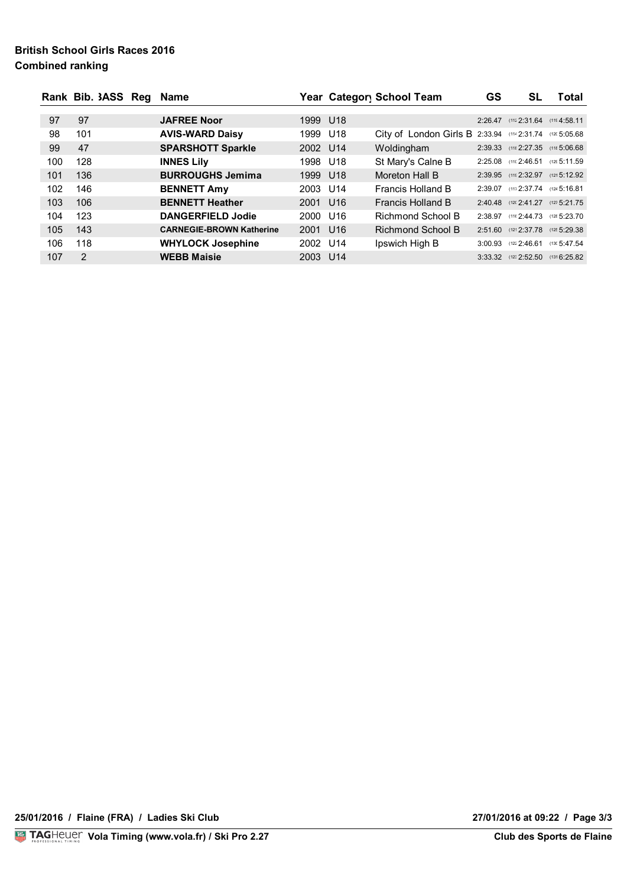**British School Girls Races 2016**
**Combined ranking**

| Rank | Bib. | BASS | Reg | Name | Year | Category | School Team | GS | SL | Total |
|---|---|---|---|---|---|---|---|---|---|---|
| 97 | 97 | | | **JAFREE Noor** | 1999 | U18 | | 2:26.47 | (11 2:31.64 | (11 4:58.11 |
| 98 | 101 | | | **AVIS-WARD Daisy** | 1999 | U18 | City of London Girls B | 2:33.94 | (114 2:31.74 | (12 5:05.68 |
| 99 | 47 | | | **SPARSHOTT Sparkle** | 2002 | U14 | Woldingham | 2:39.33 | (11 2:27.35 | (11 5:06.68 |
| 100 | 128 | | | **INNES Lily** | 1998 | U18 | St Mary's Calne B | 2:25.08 | (11 2:46.51 | (12 5:11.59 |
| 101 | 136 | | | **BURROUGHS Jemima** | 1999 | U18 | Moreton Hall B | 2:39.95 | (11 2:32.97 | (121 5:12.92 |
| 102 | 146 | | | **BENNETT Amy** | 2003 | U14 | Francis Holland B | 2:39.07 | (11 2:37.74 | (124 5:16.81 |
| 103 | 106 | | | **BENNETT Heather** | 2001 | U16 | Francis Holland B | 2:40.48 | (12 2:41.27 | (12 5:21.75 |
| 104 | 123 | | | **DANGERFIELD Jodie** | 2000 | U16 | Richmond School B | 2:38.97 | (11 2:44.73 | (12 5:23.70 |
| 105 | 143 | | | **CARNEGIE-BROWN Katherine** | 2001 | U16 | Richmond School B | 2:51.60 | (121 2:37.78 | (12 5:29.38 |
| 106 | 118 | | | **WHYLOCK Josephine** | 2002 | U14 | Ipswich High B | 3:00.93 | (12 2:46.61 | (13 5:47.54 |
| 107 | 2 | | | **WEBB Maisie** | 2003 | U14 | | 3:33.32 | (12 2:52.50 | (131 6:25.82 |

**25/01/2016 / Flaine (FRA) / Ladies Ski Club**

**27/01/2016 at 09:22**

TAGHeuer **Vola Timing (www.vola.fr) / Ski Pro 2.27**

**Club des Sports de Flaine**